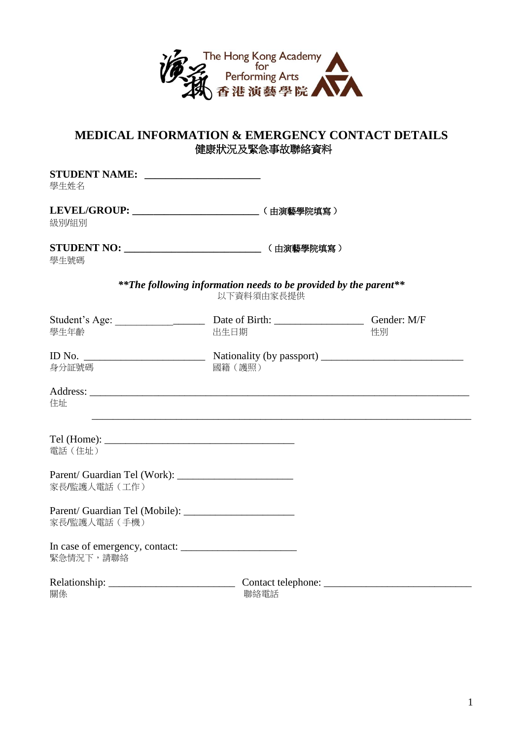The Hong Kong Academy for Performing Arts
香港演藝學院

# MEDICAL INFORMATION & EMERGENCY CONTACT DETAILS
# 健康狀況及緊急事故聯絡資料

**STUDENT NAME:** ______________________
學生姓名

**LEVEL/GROUP:** ________________________ （由演藝學院填寫）
級別/組別

**STUDENT NO:** __________________________ （由演藝學院填寫）
學生號碼

***The following information needs to be provided by the parent***
以下資料須由家長提供

Student's Age: _________________ Date of Birth: _________________ Gender: M/F
學生年齡 出生日期 性別

ID No. _______________________ Nationality (by passport) ___________________________
身分証號碼 國籍（護照）

Address: __________________________________________________________________________
住址
__________________________________________________________________________

Tel (Home): ____________________________________
電話（住址）

Parent/ Guardian Tel (Work): ______________________
家長/監護人電話（工作）

Parent/ Guardian Tel (Mobile): _____________________
家長/監護人電話（手機）

In case of emergency, contact: ______________________
緊急情況下，請聯絡

Relationship: ________________________ Contact telephone: ____________________________
關係 聯絡電話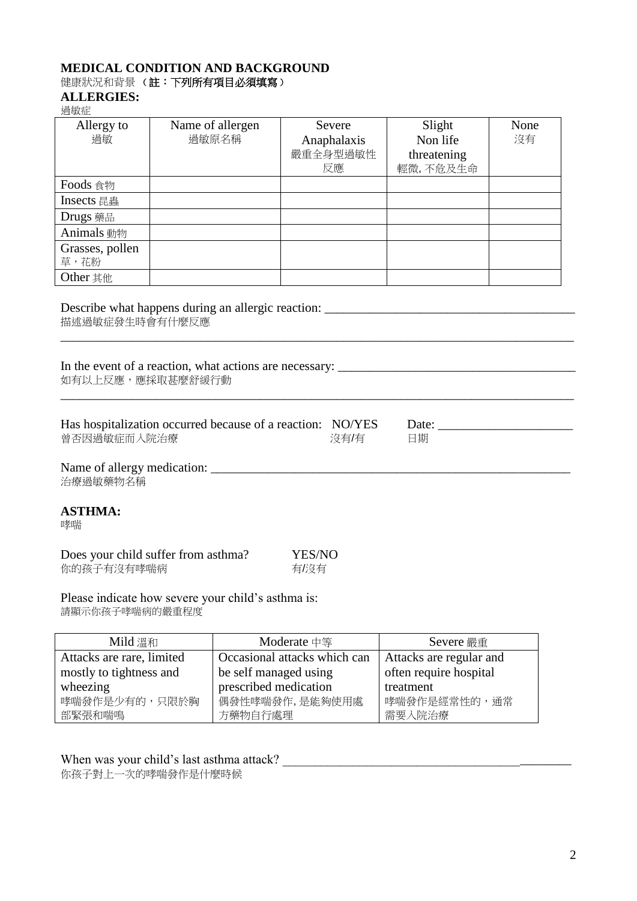## MEDICAL CONDITION AND BACKGROUND

健康狀況和背景 （**註：下列所有項目必須填寫**）

### ALLERGIES:

過敏症

| Allergy to<br>過敏 | Name of allergen<br>過敏原名稱 | Severe<br>Anaphalaxis<br>嚴重全身型過敏性反應 | Slight<br>Non life threatening<br>輕微, 不危及生命 | None<br>沒有 |
|---|---|---|---|---|
| Foods 食物 | | | | |
| Insects 昆蟲 | | | | |
| Drugs 藥品 | | | | |
| Animals 動物 | | | | |
| Grasses, pollen<br>草，花粉 | | | | |
| Other 其他 | | | | |

Describe what happens during an allergic reaction: ________________________________________
描述過敏症發生時會有什麼反應

_______________________________________________________________________________

In the event of a reaction, what actions are necessary: ______________________________________
如有以上反應，應採取甚麼舒緩行動

_______________________________________________________________________________

Has hospitalization occurred because of a reaction: NO/YES Date: _____________________
曾否因過敏症而入院治療 沒有/有 日期

Name of allergy medication: ___________________________________________________________
治療過敏藥物名稱

### ASTHMA:

哮喘

Does your child suffer from asthma? YES/NO
你的孩子有沒有哮喘病 有/沒有

Please indicate how severe your child's asthma is:
請顯示你孩子哮喘病的嚴重程度

| Mild 溫和 | Moderate 中等 | Severe 嚴重 |
|---|---|---|
| Attacks are rare, limited mostly to tightness and wheezing<br>哮喘發作是少有的，只限於胸部緊張和喘鳴 | Occasional attacks which can be self managed using prescribed medication<br>偶發性哮喘發作, 是能夠使用處方藥物自行處理 | Attacks are regular and often require hospital treatment<br>哮喘發作是經常性的，通常需要入院治療 |

When was your child's last asthma attack? ______________________________________________
你孩子對上一次的哮喘發作是什麼時候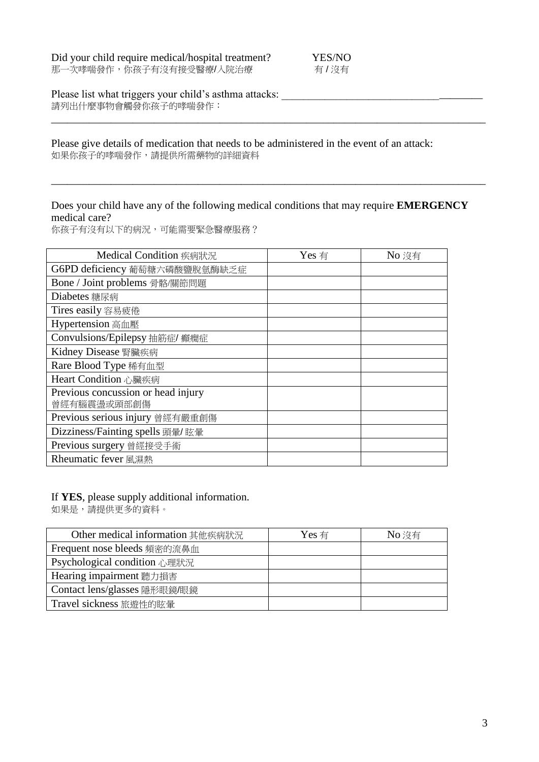Did your child require medical/hospital treatment? YES/NO
那一次哮喘發作，你孩子有沒有接受醫療/入院治療 有 / 沒有

Please list what triggers your child's asthma attacks: ______________________________________
請列出什麼事物會觸發你孩子的哮喘發作：

______________________________________________________________________________

Please give details of medication that needs to be administered in the event of an attack:
如果你孩子的哮喘發作，請提供所需藥物的詳細資料

______________________________________________________________________________

Does your child have any of the following medical conditions that may require **EMERGENCY** medical care?
你孩子有沒有以下的病況，可能需要緊急醫療服務？

| Medical Condition 疾病狀況 | Yes 有 | No 沒有 |
|---|---|---|
| G6PD deficiency 葡萄糖六磷酸鹽脫氫酶缺乏症 | | |
| Bone / Joint problems 骨骼/關節問題 | | |
| Diabetes 糖尿病 | | |
| Tires easily 容易疲倦 | | |
| Hypertension 高血壓 | | |
| Convulsions/Epilepsy 抽筋症/ 癲癇症 | | |
| Kidney Disease 腎臟疾病 | | |
| Rare Blood Type 稀有血型 | | |
| Heart Condition 心臟疾病 | | |
| Previous concussion or head injury 曾經有腦震盪或頭部創傷 | | |
| Previous serious injury 曾經有嚴重創傷 | | |
| Dizziness/Fainting spells 頭暈/ 眩暈 | | |
| Previous surgery 曾經接受手術 | | |
| Rheumatic fever 風濕熱 | | |

If **YES**, please supply additional information.
如果是，請提供更多的資料。

| Other medical information 其他疾病狀況 | Yes 有 | No 沒有 |
|---|---|---|
| Frequent nose bleeds 頻密的流鼻血 | | |
| Psychological condition 心理狀況 | | |
| Hearing impairment 聽力損害 | | |
| Contact lens/glasses 隱形眼鏡/眼鏡 | | |
| Travel sickness 旅遊性的眩暈 | | |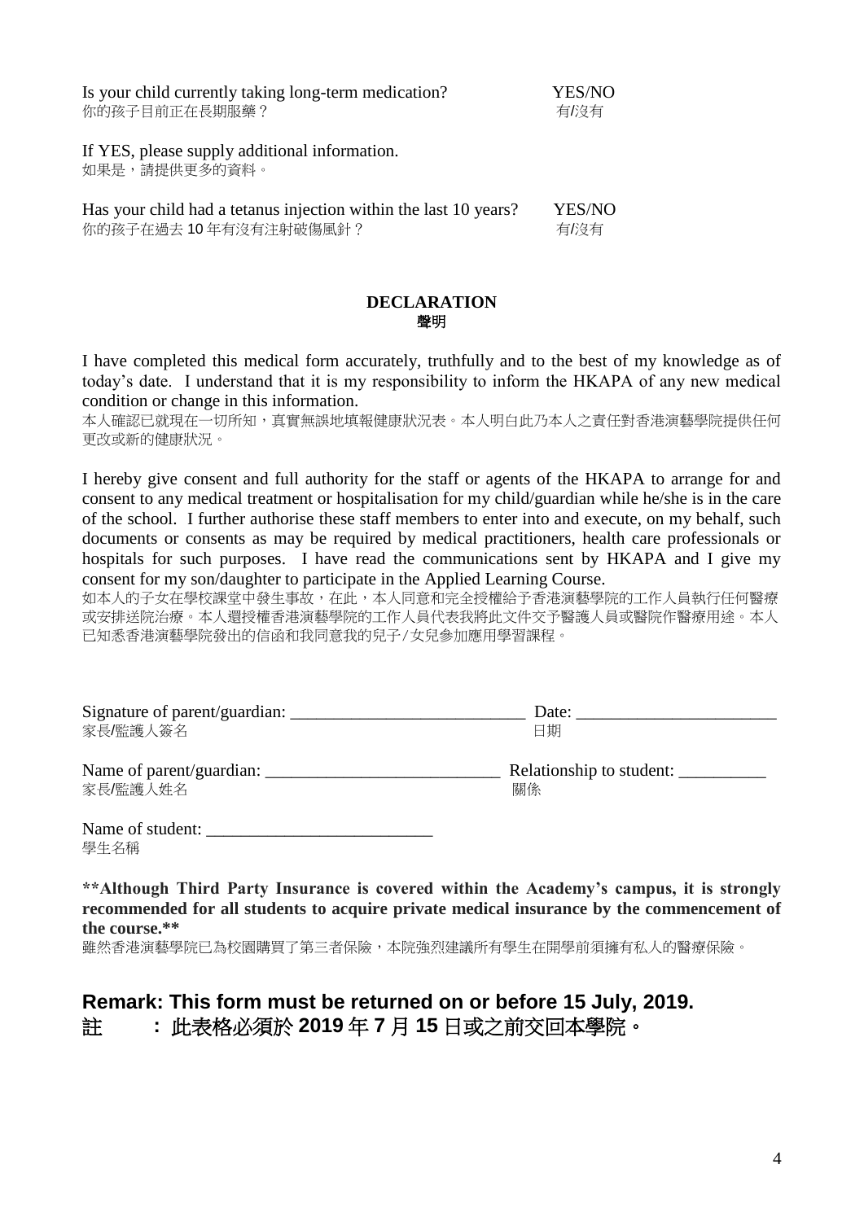Is your child currently taking long-term medication? YES/NO
你的孩子目前正在長期服藥？ 有/沒有

If YES, please supply additional information.
如果是，請提供更多的資料。

Has your child had a tetanus injection within the last 10 years? YES/NO
你的孩子在過去 10 年有沒有注射破傷風針？ 有/沒有

## DECLARATION
## 聲明

I have completed this medical form accurately, truthfully and to the best of my knowledge as of today's date. I understand that it is my responsibility to inform the HKAPA of any new medical condition or change in this information.
本人確認已就現在一切所知，真實無誤地填報健康狀況表。本人明白此乃本人之責任對香港演藝學院提供任何更改或新的健康狀況。

I hereby give consent and full authority for the staff or agents of the HKAPA to arrange for and consent to any medical treatment or hospitalisation for my child/guardian while he/she is in the care of the school. I further authorise these staff members to enter into and execute, on my behalf, such documents or consents as may be required by medical practitioners, health care professionals or hospitals for such purposes. I have read the communications sent by HKAPA and I give my consent for my son/daughter to participate in the Applied Learning Course.
如本人的子女在學校課堂中發生事故，在此，本人同意和完全授權給予香港演藝學院的工作人員執行任何醫療或安排送院治療。本人還授權香港演藝學院的工作人員代表我將此文件交予醫護人員或醫院作醫療用途。本人已知悉香港演藝學院發出的信函和我同意我的兒子/女兒參加應用學習課程。

Signature of parent/guardian: ___________________________ Date: _______________________
家長/監護人簽名 日期

Name of parent/guardian: ___________________________ Relationship to student: __________
家長/監護人姓名 關係

Name of student: __________________________
學生名稱

**\*\*Although Third Party Insurance is covered within the Academy's campus, it is strongly recommended for all students to acquire private medical insurance by the commencement of the course.\*\***
雖然香港演藝學院已為校園購買了第三者保險，本院強烈建議所有學生在開學前須擁有私人的醫療保險。

## Remark: This form must be returned on or before 15 July, 2019.
## 註 : 此表格必須於 2019 年 7 月 15 日或之前交回本學院。